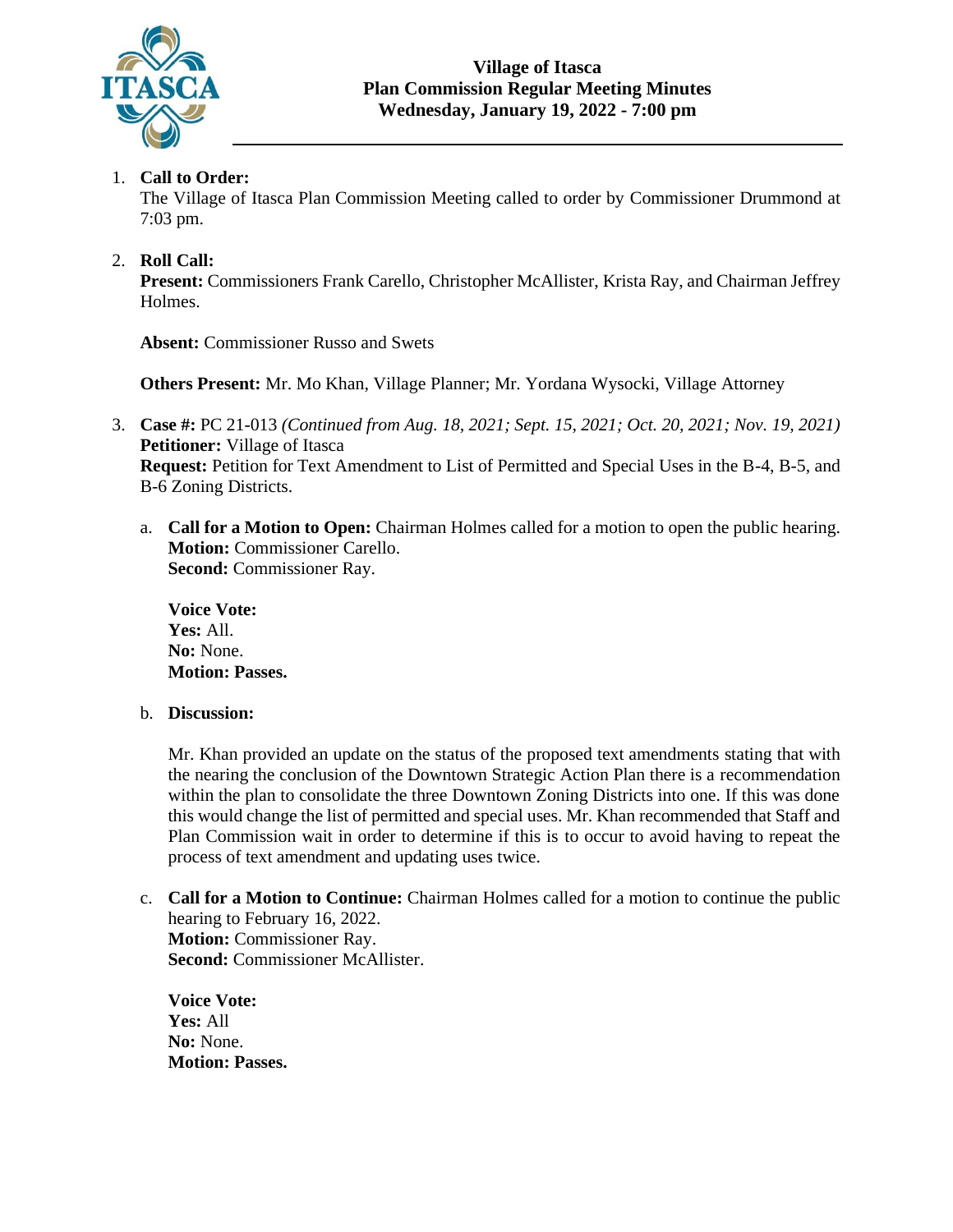# Village of Itasca
## Plan Commission Regular Meeting Minutes
## Wednesday, January 19, 2022 - 7:00 pm

1. **Call to Order:**
   The Village of Itasca Plan Commission Meeting called to order by Commissioner Drummond at 7:03 pm.

2. **Roll Call:**
   **Present:** Commissioners Frank Carello, Christopher McAllister, Krista Ray, and Chairman Jeffrey Holmes.

   **Absent:** Commissioner Russo and Swets

   **Others Present:** Mr. Mo Khan, Village Planner; Mr. Yordana Wysocki, Village Attorney

3. **Case #:** PC 21-013 *(Continued from Aug. 18, 2021; Sept. 15, 2021; Oct. 20, 2021; Nov. 19, 2021)*
   **Petitioner:** Village of Itasca
   **Request:** Petition for Text Amendment to List of Permitted and Special Uses in the B-4, B-5, and B-6 Zoning Districts.

   a. **Call for a Motion to Open:** Chairman Holmes called for a motion to open the public hearing.
      **Motion:** Commissioner Carello.
      **Second:** Commissioner Ray.

      **Voice Vote:**
      **Yes:** All.
      **No:** None.
      **Motion: Passes.**

   b. **Discussion:**

      Mr. Khan provided an update on the status of the proposed text amendments stating that with the nearing the conclusion of the Downtown Strategic Action Plan there is a recommendation within the plan to consolidate the three Downtown Zoning Districts into one. If this was done this would change the list of permitted and special uses. Mr. Khan recommended that Staff and Plan Commission wait in order to determine if this is to occur to avoid having to repeat the process of text amendment and updating uses twice.

   c. **Call for a Motion to Continue:** Chairman Holmes called for a motion to continue the public hearing to February 16, 2022.
      **Motion:** Commissioner Ray.
      **Second:** Commissioner McAllister.

      **Voice Vote:**
      **Yes:** All
      **No:** None.
      **Motion: Passes.**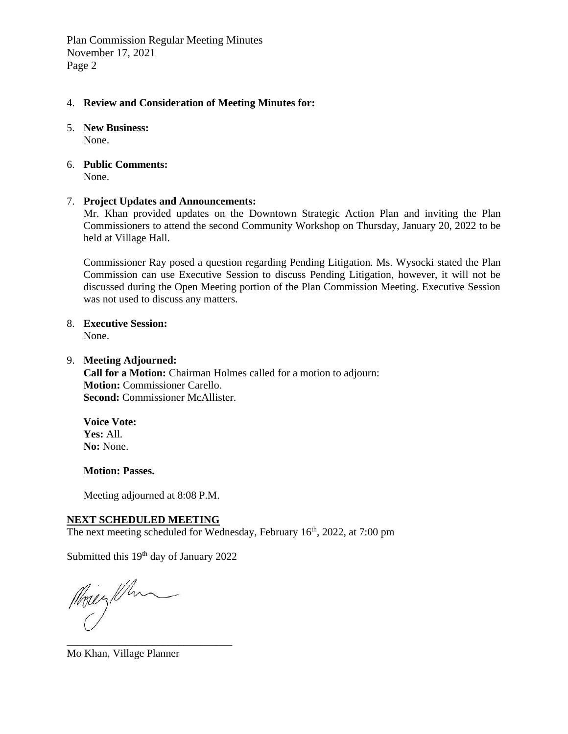4. **Review and Consideration of Meeting Minutes for:**

5. **New Business:**
   None.

6. **Public Comments:**
   None.

7. **Project Updates and Announcements:**
   Mr. Khan provided updates on the Downtown Strategic Action Plan and inviting the Plan Commissioners to attend the second Community Workshop on Thursday, January 20, 2022 to be held at Village Hall.

   Commissioner Ray posed a question regarding Pending Litigation. Ms. Wysocki stated the Plan Commission can use Executive Session to discuss Pending Litigation, however, it will not be discussed during the Open Meeting portion of the Plan Commission Meeting. Executive Session was not used to discuss any matters.

8. **Executive Session:**
   None.

9. **Meeting Adjourned:**
   **Call for a Motion:** Chairman Holmes called for a motion to adjourn:
   **Motion:** Commissioner Carello.
   **Second:** Commissioner McAllister.

   **Voice Vote:**
   **Yes:** All.
   **No:** None.

   **Motion: Passes.**

   Meeting adjourned at 8:08 P.M.

**NEXT SCHEDULED MEETING**

The next meeting scheduled for Wednesday, February 16th, 2022, at 7:00 pm

Submitted this 19th day of January 2022

_______________________________

Mo Khan, Village Planner